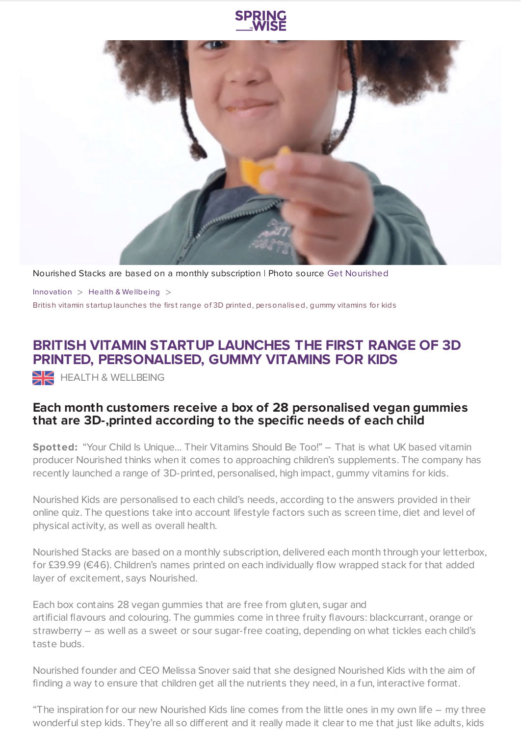Nourished Stacks are based on a monthly subscription | Photo source Get Nourished

Innovation > Health & Wellbeing > British vitamin startup launches the first range of 3D printed, personalised, gummy vitamins for kids

# BRITISH VITAMIN STARTUP LAUNCHES THE FIRST RANGE OF 3D PRINTED, PERSONALISED, GUMMY VITAMINS FOR KIDS

HEALTH & WELLBEING

## Each month customers receive a box of 28 personalised vegan gummies that are 3D-,printed according to the specific needs of each child

**Spotted:** "Your Child Is Unique… Their Vitamins Should Be Too!" – That is what UK based vitamin producer Nourished thinks when it comes to approaching children's supplements. The company has recently launched a range of 3D-printed, personalised, high impact, gummy vitamins for kids.

Nourished Kids are personalised to each child's needs, according to the answers provided in their online quiz. The questions take into account lifestyle factors such as screen time, diet and level of physical activity, as well as overall health.

Nourished Stacks are based on a monthly subscription, delivered each month through your letterbox, for £39.99 (€46). Children's names printed on each individually flow wrapped stack for that added layer of excitement, says Nourished.

Each box contains 28 vegan gummies that are free from gluten, sugar and artificial flavours and colouring. The gummies come in three fruity flavours: blackcurrant, orange or strawberry – as well as a sweet or sour sugar-free coating, depending on what tickles each child's taste buds.

Nourished founder and CEO Melissa Snover said that she designed Nourished Kids with the aim of finding a way to ensure that children get all the nutrients they need, in a fun, interactive format.

"The inspiration for our new Nourished Kids line comes from the little ones in my own life – my three wonderful step kids. They're all so different and it really made it clear to me that just like adults, kids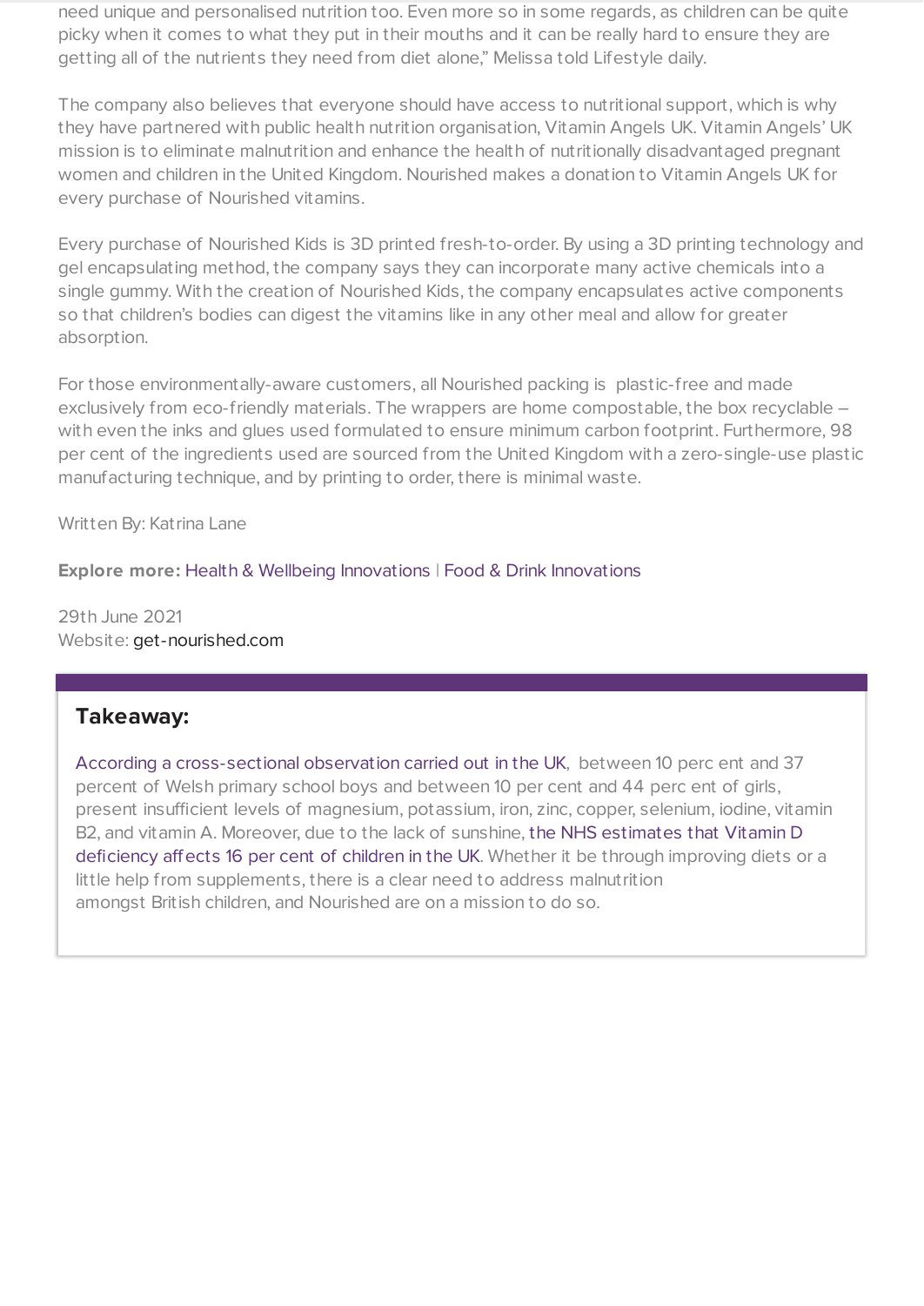need unique and personalised nutrition too. Even more so in some regards, as children can be quite picky when it comes to what they put in their mouths and it can be really hard to ensure they are getting all of the nutrients they need from diet alone," Melissa told Lifestyle daily.

The company also believes that everyone should have access to nutritional support, which is why they have partnered with public health nutrition organisation, Vitamin Angels UK. Vitamin Angels' UK mission is to eliminate malnutrition and enhance the health of nutritionally disadvantaged pregnant women and children in the United Kingdom. Nourished makes a donation to Vitamin Angels UK for every purchase of Nourished vitamins.

Every purchase of Nourished Kids is 3D printed fresh-to-order. By using a 3D printing technology and gel encapsulating method, the company says they can incorporate many active chemicals into a single gummy. With the creation of Nourished Kids, the company encapsulates active components so that children's bodies can digest the vitamins like in any other meal and allow for greater absorption.

For those environmentally-aware customers, all Nourished packing is plastic-free and made exclusively from eco-friendly materials. The wrappers are home compostable, the box recyclable – with even the inks and glues used formulated to ensure minimum carbon footprint. Furthermore, 98 per cent of the ingredients used are sourced from the United Kingdom with a zero-single-use plastic manufacturing technique, and by printing to order, there is minimal waste.

Written By: Katrina Lane

**Explore more:** Health & Wellbeing Innovations | Food & Drink Innovations

29th June 2021
Website: get-nourished.com

### Takeaway:

According a cross-sectional observation carried out in the UK, between 10 perc ent and 37 percent of Welsh primary school boys and between 10 per cent and 44 perc ent of girls, present insufficient levels of magnesium, potassium, iron, zinc, copper, selenium, iodine, vitamin B2, and vitamin A. Moreover, due to the lack of sunshine, the NHS estimates that Vitamin D deficiency affects 16 per cent of children in the UK. Whether it be through improving diets or a little help from supplements, there is a clear need to address malnutrition amongst British children, and Nourished are on a mission to do so.